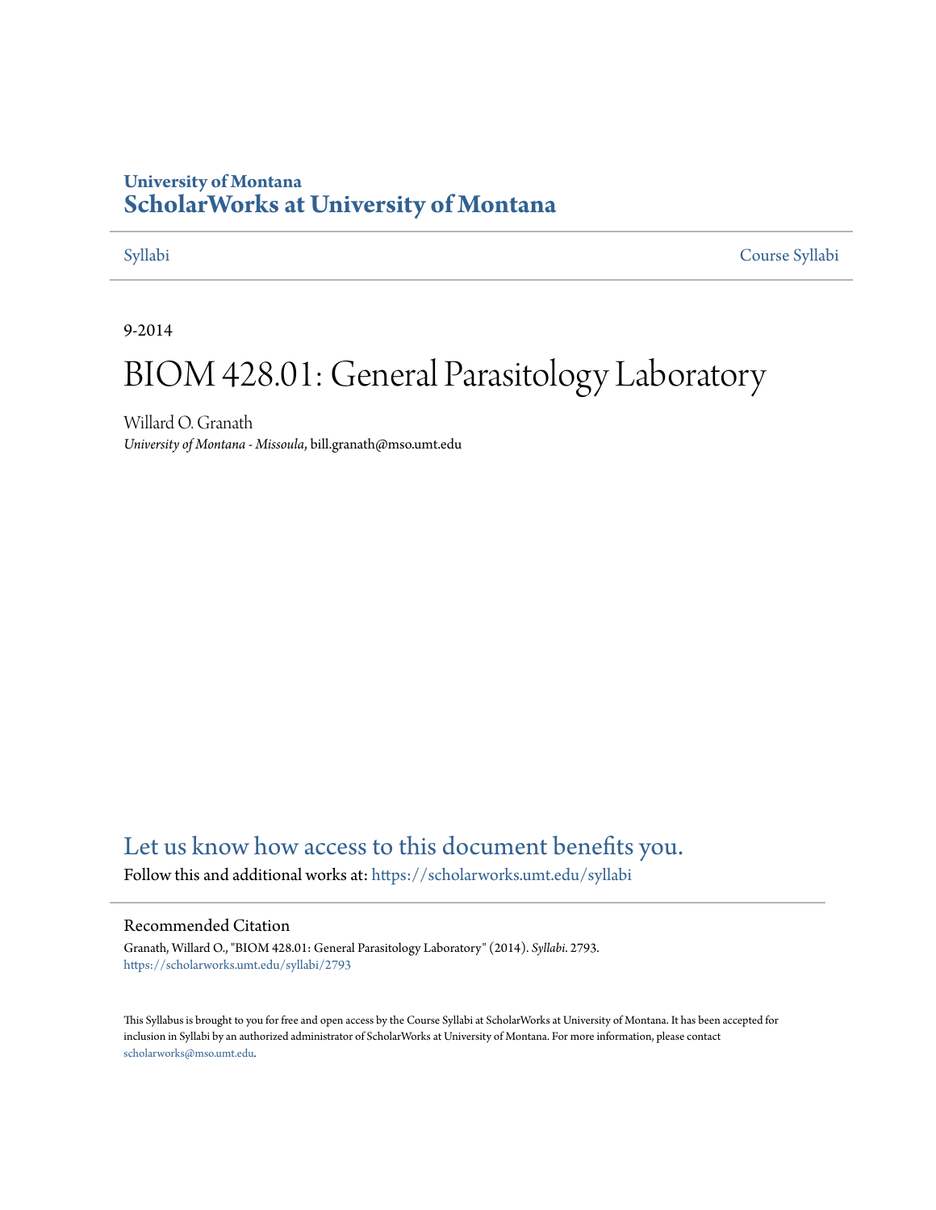University of Montana

# ScholarWorks at University of Montana

Syllabi | Course Syllabi

9-2014

# BIOM 428.01: General Parasitology Laboratory

Willard O. Granath
*University of Montana - Missoula*, bill.granath@mso.umt.edu

Let us know how access to this document benefits you.

Follow this and additional works at: https://scholarworks.umt.edu/syllabi

## Recommended Citation

Granath, Willard O., "BIOM 428.01: General Parasitology Laboratory" (2014). *Syllabi*. 2793.
https://scholarworks.umt.edu/syllabi/2793

This Syllabus is brought to you for free and open access by the Course Syllabi at ScholarWorks at University of Montana. It has been accepted for inclusion in Syllabi by an authorized administrator of ScholarWorks at University of Montana. For more information, please contact scholarworks@mso.umt.edu.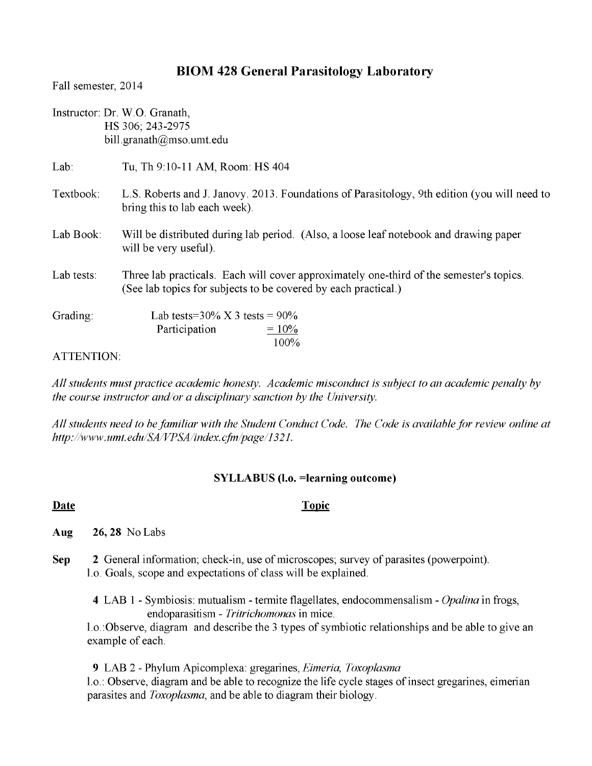# BIOM 428 General Parasitology Laboratory

Fall semester, 2014

Instructor: Dr. W.O. Granath,
HS 306; 243-2975
bill.granath@mso.umt.edu

Lab: Tu, Th 9:10-11 AM, Room: HS 404

Textbook: L.S. Roberts and J. Janovy. 2013. Foundations of Parasitology, 9th edition (you will need to bring this to lab each week).

Lab Book: Will be distributed during lab period. (Also, a loose leaf notebook and drawing paper will be very useful).

Lab tests: Three lab practicals. Each will cover approximately one-third of the semester's topics. (See lab topics for subjects to be covered by each practical.)

Grading:

| | |
|---|---|
| Lab tests=30% X 3 tests | = 90% |
| Participation | = 10% |
| | 100% |

ATTENTION:

*All students must practice academic honesty. Academic misconduct is subject to an academic penalty by the course instructor and/or a disciplinary sanction by the University.*

*All students need to be familiar with the Student Conduct Code. The Code is available for review online at http://www.umt.edu/SA/VPSA/index.cfm/page/1321.*

## SYLLABUS (l.o. =learning outcome)

**Date** **Topic**

**Aug** **26, 28** No Labs

**Sep** **2** General information; check-in, use of microscopes; survey of parasites (powerpoint).
l.o. Goals, scope and expectations of class will be explained.

**4** LAB 1 - Symbiosis: mutualism - termite flagellates, endocommensalism - *Opalina* in frogs, endoparasitism - *Tritrichomonas* in mice.
l.o.:Observe, diagram and describe the 3 types of symbiotic relationships and be able to give an example of each.

**9** LAB 2 - Phylum Apicomplexa: gregarines, *Eimeria, Toxoplasma*
l.o.: Observe, diagram and be able to recognize the life cycle stages of insect gregarines, eimerian parasites and *Toxoplasma*, and be able to diagram their biology.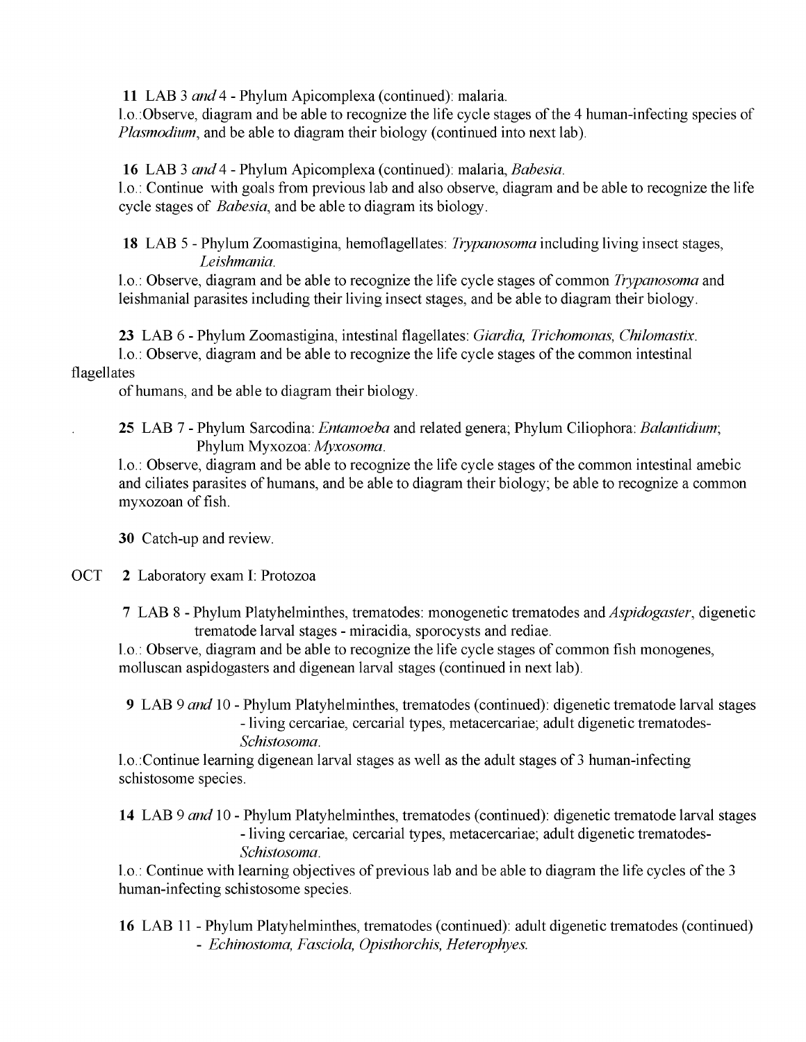**11** LAB 3 *and* 4 - Phylum Apicomplexa (continued): malaria.

l.o.:Observe, diagram and be able to recognize the life cycle stages of the 4 human-infecting species of *Plasmodium*, and be able to diagram their biology (continued into next lab).

**16** LAB 3 *and* 4 - Phylum Apicomplexa (continued): malaria, *Babesia*.

l.o.: Continue with goals from previous lab and also observe, diagram and be able to recognize the life cycle stages of *Babesia*, and be able to diagram its biology.

**18** LAB 5 - Phylum Zoomastigina, hemoflagellates: *Trypanosoma* including living insect stages, *Leishmania*.

l.o.: Observe, diagram and be able to recognize the life cycle stages of common *Trypanosoma* and leishmanial parasites including their living insect stages, and be able to diagram their biology.

**23** LAB 6 - Phylum Zoomastigina, intestinal flagellates: *Giardia, Trichomonas, Chilomastix*.

l.o.: Observe, diagram and be able to recognize the life cycle stages of the common intestinal flagellates of humans, and be able to diagram their biology.

**25** LAB 7 - Phylum Sarcodina: *Entamoeba* and related genera; Phylum Ciliophora: *Balantidium*; Phylum Myxozoa: *Myxosoma*.

l.o.: Observe, diagram and be able to recognize the life cycle stages of the common intestinal amebic and ciliates parasites of humans, and be able to diagram their biology; be able to recognize a common myxozoan of fish.

**30** Catch-up and review.

OCT **2** Laboratory exam I: Protozoa

**7** LAB 8 - Phylum Platyhelminthes, trematodes: monogenetic trematodes and *Aspidogaster*, digenetic trematode larval stages - miracidia, sporocysts and rediae.

l.o.: Observe, diagram and be able to recognize the life cycle stages of common fish monogenes, molluscan aspidogasters and digenean larval stages (continued in next lab).

**9** LAB 9 *and* 10 - Phylum Platyhelminthes, trematodes (continued): digenetic trematode larval stages - living cercariae, cercarial types, metacercariae; adult digenetic trematodes- *Schistosoma*.

l.o.:Continue learning digenean larval stages as well as the adult stages of 3 human-infecting schistosome species.

**14** LAB 9 *and* 10 - Phylum Platyhelminthes, trematodes (continued): digenetic trematode larval stages - living cercariae, cercarial types, metacercariae; adult digenetic trematodes- *Schistosoma*.

l.o.: Continue with learning objectives of previous lab and be able to diagram the life cycles of the 3 human-infecting schistosome species.

**16** LAB 11 - Phylum Platyhelminthes, trematodes (continued): adult digenetic trematodes (continued) - *Echinostoma, Fasciola, Opisthorchis, Heterophyes*.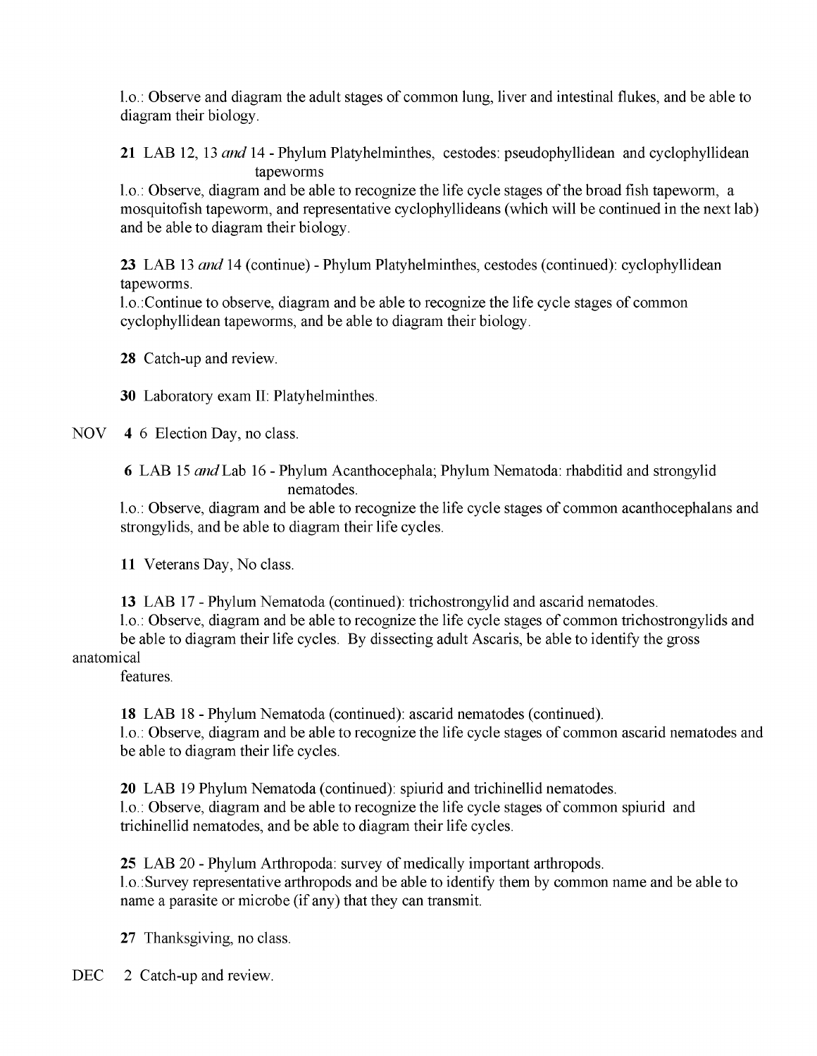l.o.: Observe and diagram the adult stages of common lung, liver and intestinal flukes, and be able to diagram their biology.

**21** LAB 12, 13 *and* 14 - Phylum Platyhelminthes, cestodes: pseudophyllidean and cyclophyllidean tapeworms

l.o.: Observe, diagram and be able to recognize the life cycle stages of the broad fish tapeworm, a mosquitofish tapeworm, and representative cyclophyllideans (which will be continued in the next lab) and be able to diagram their biology.

**23** LAB 13 *and* 14 (continue) - Phylum Platyhelminthes, cestodes (continued): cyclophyllidean tapeworms.

l.o.:Continue to observe, diagram and be able to recognize the life cycle stages of common cyclophyllidean tapeworms, and be able to diagram their biology.

**28** Catch-up and review.

**30** Laboratory exam II: Platyhelminthes.

NOV **4** 6 Election Day, no class.

**6** LAB 15 *and* Lab 16 - Phylum Acanthocephala; Phylum Nematoda: rhabditid and strongylid nematodes.

l.o.: Observe, diagram and be able to recognize the life cycle stages of common acanthocephalans and strongylids, and be able to diagram their life cycles.

**11** Veterans Day, No class.

**13** LAB 17 - Phylum Nematoda (continued): trichostrongylid and ascarid nematodes.

l.o.: Observe, diagram and be able to recognize the life cycle stages of common trichostrongylids and be able to diagram their life cycles. By dissecting adult Ascaris, be able to identify the gross anatomical features.

**18** LAB 18 - Phylum Nematoda (continued): ascarid nematodes (continued).

l.o.: Observe, diagram and be able to recognize the life cycle stages of common ascarid nematodes and be able to diagram their life cycles.

**20** LAB 19 Phylum Nematoda (continued): spiurid and trichinellid nematodes.

l.o.: Observe, diagram and be able to recognize the life cycle stages of common spiurid and trichinellid nematodes, and be able to diagram their life cycles.

**25** LAB 20 - Phylum Arthropoda: survey of medically important arthropods.

l.o.:Survey representative arthropods and be able to identify them by common name and be able to name a parasite or microbe (if any) that they can transmit.

**27** Thanksgiving, no class.

DEC 2 Catch-up and review.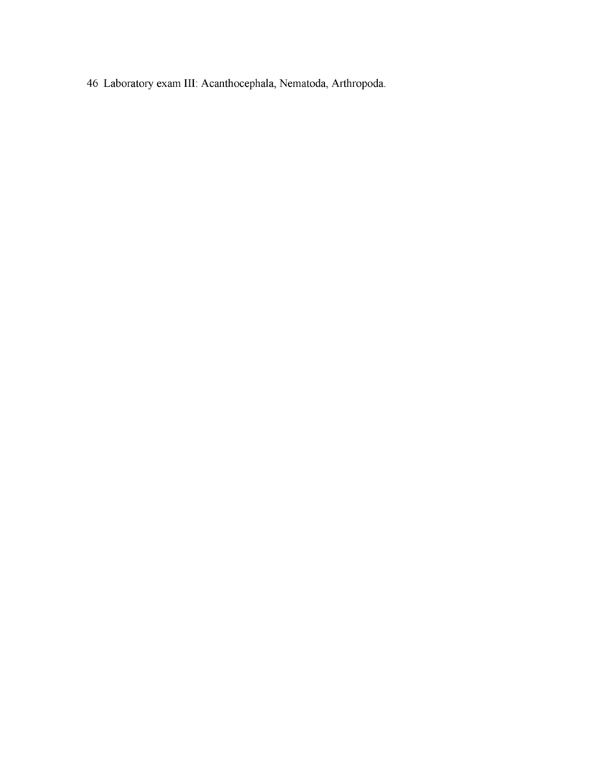46 Laboratory exam III: Acanthocephala, Nematoda, Arthropoda.